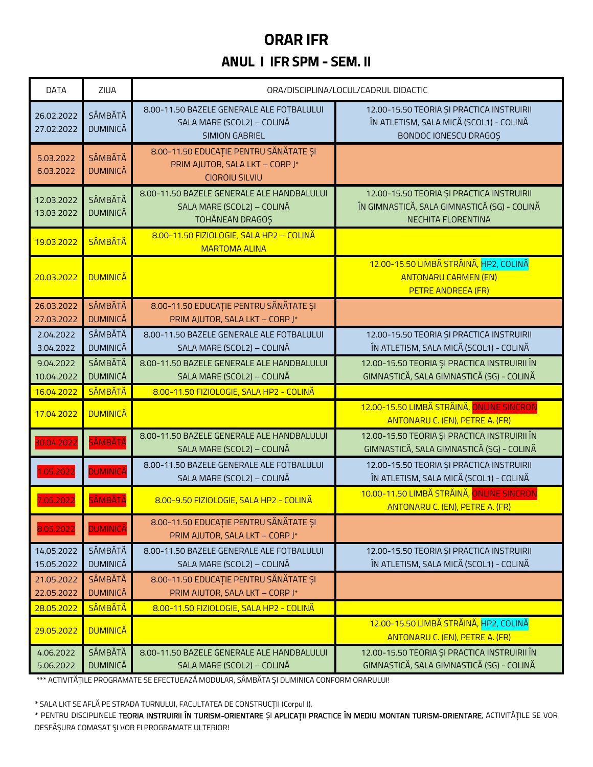# ORAR IFR

## ANUL I IFR SPM - SEM. II

| DATA | ZIUA | ORA/DISCIPLINA/LOCUL/CADRUL DIDACTIC | |
|---|---|---|---|
| 26.02.2022<br>27.02.2022 | SÂMBĂTĂ<br>DUMINICĂ | 8.00-11.50 BAZELE GENERALE ALE FOTBALULUI<br>SALA MARE (SCOL2) – COLINĂ<br>SIMION GABRIEL | 12.00-15.50 TEORIA ȘI PRACTICA INSTRUIRII<br>ÎN ATLETISM, SALA MICĂ (SCOL1) - COLINĂ<br>BONDOC IONESCU DRAGOȘ |
| 5.03.2022<br>6.03.2022 | SÂMBĂTĂ<br>DUMINICĂ | 8.00-11.50 EDUCAȚIE PENTRU SĂNĂTATE ȘI<br>PRIM AJUTOR, SALA LKT – CORP J*<br>CIOROIU SILVIU | |
| 12.03.2022<br>13.03.2022 | SÂMBĂTĂ<br>DUMINICĂ | 8.00-11.50 BAZELE GENERALE ALE HANDBALULUI<br>SALA MARE (SCOL2) – COLINĂ<br>TOHĂNEAN DRAGOȘ | 12.00-15.50 TEORIA ȘI PRACTICA INSTRUIRII<br>ÎN GIMNASTICĂ, SALA GIMNASTICĂ (SG) - COLINĂ<br>NECHITA FLORENTINA |
| 19.03.2022 | SÂMBĂTĂ | 8.00-11.50 FIZIOLOGIE, SALA HP2 – COLINĂ<br>MARTOMA ALINA | |
| 20.03.2022 | DUMINICĂ | | 12.00-15.50 LIMBĂ STRĂINĂ, HP2, COLINĂ<br>ANTONARU CARMEN (EN)<br>PETRE ANDREEA (FR) |
| 26.03.2022<br>27.03.2022 | SÂMBĂTĂ<br>DUMINICĂ | 8.00-11.50 EDUCAȚIE PENTRU SĂNĂTATE ȘI<br>PRIM AJUTOR, SALA LKT – CORP J* | |
| 2.04.2022<br>3.04.2022 | SÂMBĂTĂ<br>DUMINICĂ | 8.00-11.50 BAZELE GENERALE ALE FOTBALULUI<br>SALA MARE (SCOL2) – COLINĂ | 12.00-15.50 TEORIA ȘI PRACTICA INSTRUIRII<br>ÎN ATLETISM, SALA MICĂ (SCOL1) - COLINĂ |
| 9.04.2022<br>10.04.2022 | SÂMBĂTĂ<br>DUMINICĂ | 8.00-11.50 BAZELE GENERALE ALE HANDBALULUI<br>SALA MARE (SCOL2) – COLINĂ | 12.00-15.50 TEORIA ȘI PRACTICA INSTRUIRII ÎN<br>GIMNASTICĂ, SALA GIMNASTICĂ (SG) - COLINĂ |
| 16.04.2022 | SÂMBĂTĂ | 8.00-11.50 FIZIOLOGIE, SALA HP2 - COLINĂ | |
| 17.04.2022 | DUMINICĂ | | 12.00-15.50 LIMBĂ STRĂINĂ, ONLINE SINCRON<br>ANTONARU C. (EN), PETRE A. (FR) |
| 30.04.2022 | SÂMBĂTĂ | 8.00-11.50 BAZELE GENERALE ALE HANDBALULUI<br>SALA MARE (SCOL2) – COLINĂ | 12.00-15.50 TEORIA ȘI PRACTICA INSTRUIRII ÎN<br>GIMNASTICĂ, SALA GIMNASTICĂ (SG) - COLINĂ |
| 1.05.2022 | DUMINICĂ | 8.00-11.50 BAZELE GENERALE ALE FOTBALULUI<br>SALA MARE (SCOL2) – COLINĂ | 12.00-15.50 TEORIA ȘI PRACTICA INSTRUIRII<br>ÎN ATLETISM, SALA MICĂ (SCOL1) - COLINĂ |
| 7.05.2022 | SÂMBĂTĂ | 8.00-9.50 FIZIOLOGIE, SALA HP2 - COLINĂ | 10.00-11.50 LIMBĂ STRĂINĂ, ONLINE SINCRON<br>ANTONARU C. (EN), PETRE A. (FR) |
| 8.05.2022 | DUMINICĂ | 8.00-11.50 EDUCAȚIE PENTRU SĂNĂTATE ȘI<br>PRIM AJUTOR, SALA LKT – CORP J* | |
| 14.05.2022<br>15.05.2022 | SÂMBĂTĂ<br>DUMINICĂ | 8.00-11.50 BAZELE GENERALE ALE FOTBALULUI<br>SALA MARE (SCOL2) – COLINĂ | 12.00-15.50 TEORIA ȘI PRACTICA INSTRUIRII<br>ÎN ATLETISM, SALA MICĂ (SCOL1) - COLINĂ |
| 21.05.2022<br>22.05.2022 | SÂMBĂTĂ<br>DUMINICĂ | 8.00-11.50 EDUCAȚIE PENTRU SĂNĂTATE ȘI<br>PRIM AJUTOR, SALA LKT – CORP J* | |
| 28.05.2022 | SÂMBĂTĂ | 8.00-11.50 FIZIOLOGIE, SALA HP2 - COLINĂ | |
| 29.05.2022 | DUMINICĂ | | 12.00-15.50 LIMBĂ STRĂINĂ, HP2, COLINĂ<br>ANTONARU C. (EN), PETRE A. (FR) |
| 4.06.2022<br>5.06.2022 | SÂMBĂTĂ<br>DUMINICĂ | 8.00-11.50 BAZELE GENERALE ALE HANDBALULUI<br>SALA MARE (SCOL2) – COLINĂ | 12.00-15.50 TEORIA ȘI PRACTICA INSTRUIRII ÎN<br>GIMNASTICĂ, SALA GIMNASTICĂ (SG) - COLINĂ |

*** ACTIVITĂȚILE PROGRAMATE SE EFECTUEAZĂ MODULAR, SÂMBĂTA ȘI DUMINICA CONFORM ORARULUI!

* SALA LKT SE AFLĂ PE STRADA TURNULUI, FACULTATEA DE CONSTRUCȚII (Corpul J).

* PENTRU DISCIPLINELE **TEORIA INSTRUIRII ÎN TURISM-ORIENTARE** ȘI **APLICAȚII PRACTICE ÎN MEDIU MONTAN TURISM-ORIENTARE**, ACTIVITĂȚILE SE VOR DESFĂȘURA COMASAT ȘI VOR FI PROGRAMATE ULTERIOR!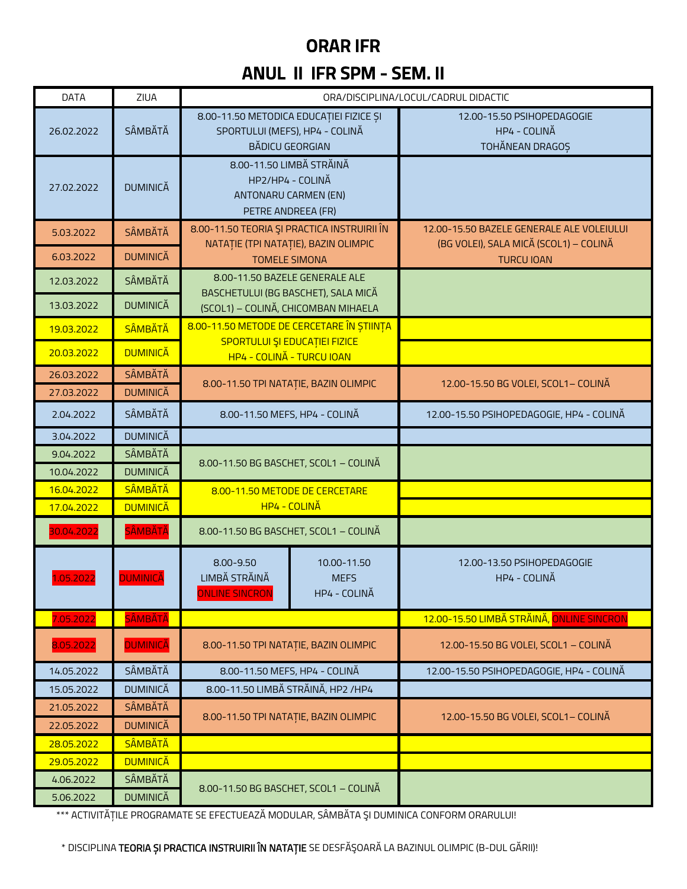# ORAR IFR

## ANUL II IFR SPM - SEM. II

| DATA | ZIUA | ORA/DISCIPLINA/LOCUL/CADRUL DIDACTIC | | |
|---|---|---|---|---|
| 26.02.2022 | SÂMBĂTĂ | 8.00-11.50 METODICA EDUCAȚIEI FIZICE ȘI SPORTULUI (MEFS), HP4 - COLINĂ BĂDICU GEORGIAN | | 12.00-15.50 PSIHOPEDAGOGIE HP4 - COLINĂ TOHĂNEAN DRAGOȘ |
| 27.02.2022 | DUMINICĂ | 8.00-11.50 LIMBĂ STRĂINĂ HP2/HP4 - COLINĂ ANTONARU CARMEN (EN) PETRE ANDREEA (FR) | | |
| 5.03.2022 | SÂMBĂTĂ | 8.00-11.50 TEORIA ŞI PRACTICA INSTRUIRII ÎN NATAȚIE (TPI NATAȚIE), BAZIN OLIMPIC TOMELE SIMONA | | 12.00-15.50 BAZELE GENERALE ALE VOLEIULUI (BG VOLEI), SALA MICĂ (SCOL1) – COLINĂ TURCU IOAN |
| 6.03.2022 | DUMINICĂ | | | |
| 12.03.2022 | SÂMBĂTĂ | 8.00-11.50 BAZELE GENERALE ALE BASCHETULUI (BG BASCHET), SALA MICĂ (SCOL1) – COLINĂ, CHICOMBAN MIHAELA | | |
| 13.03.2022 | DUMINICĂ | | | |
| 19.03.2022 | SÂMBĂTĂ | 8.00-11.50 METODE DE CERCETARE ÎN ȘTIINȚA SPORTULUI ȘI EDUCAȚIEI FIZICE HP4 - COLINĂ - TURCU IOAN | | |
| 20.03.2022 | DUMINICĂ | | | |
| 26.03.2022 | SÂMBĂTĂ | 8.00-11.50 TPI NATAȚIE, BAZIN OLIMPIC | | 12.00-15.50 BG VOLEI, SCOL1– COLINĂ |
| 27.03.2022 | DUMINICĂ | | | |
| 2.04.2022 | SÂMBĂTĂ | 8.00-11.50 MEFS, HP4 - COLINĂ | | 12.00-15.50 PSIHOPEDAGOGIE, HP4 - COLINĂ |
| 3.04.2022 | DUMINICĂ | | | |
| 9.04.2022 | SÂMBĂTĂ | 8.00-11.50 BG BASCHET, SCOL1 – COLINĂ | | |
| 10.04.2022 | DUMINICĂ | | | |
| 16.04.2022 | SÂMBĂTĂ | 8.00-11.50 METODE DE CERCETARE HP4 - COLINĂ | | |
| 17.04.2022 | DUMINICĂ | | | |
| 30.04.2022 | SÂMBĂTĂ | 8.00-11.50 BG BASCHET, SCOL1 – COLINĂ | | |
| 1.05.2022 | DUMINICĂ | 8.00-9.50 LIMBĂ STRĂINĂ ONLINE SINCRON | 10.00-11.50 MEFS HP4 - COLINĂ | 12.00-13.50 PSIHOPEDAGOGIE HP4 - COLINĂ |
| 7.05.2022 | SÂMBĂTĂ | | | 12.00-15.50 LIMBĂ STRĂINĂ, ONLINE SINCRON |
| 8.05.2022 | DUMINICĂ | 8.00-11.50 TPI NATAȚIE, BAZIN OLIMPIC | | 12.00-15.50 BG VOLEI, SCOL1 – COLINĂ |
| 14.05.2022 | SÂMBĂTĂ | 8.00-11.50 MEFS, HP4 - COLINĂ | | 12.00-15.50 PSIHOPEDAGOGIE, HP4 - COLINĂ |
| 15.05.2022 | DUMINICĂ | 8.00-11.50 LIMBĂ STRĂINĂ, HP2 /HP4 | | |
| 21.05.2022 | SÂMBĂTĂ | 8.00-11.50 TPI NATAȚIE, BAZIN OLIMPIC | | 12.00-15.50 BG VOLEI, SCOL1– COLINĂ |
| 22.05.2022 | DUMINICĂ | | | |
| 28.05.2022 | SÂMBĂTĂ | | | |
| 29.05.2022 | DUMINICĂ | | | |
| 4.06.2022 | SÂMBĂTĂ | 8.00-11.50 BG BASCHET, SCOL1 – COLINĂ | | |
| 5.06.2022 | DUMINICĂ | | | |

*** ACTIVITĂȚILE PROGRAMATE SE EFECTUEAZĂ MODULAR, SÂMBĂTA ŞI DUMINICA CONFORM ORARULUI!

* DISCIPLINA **TEORIA ȘI PRACTICA INSTRUIRII ÎN NATAȚIE** SE DESFĂȘOARĂ LA BAZINUL OLIMPIC (B-DUL GĂRII)!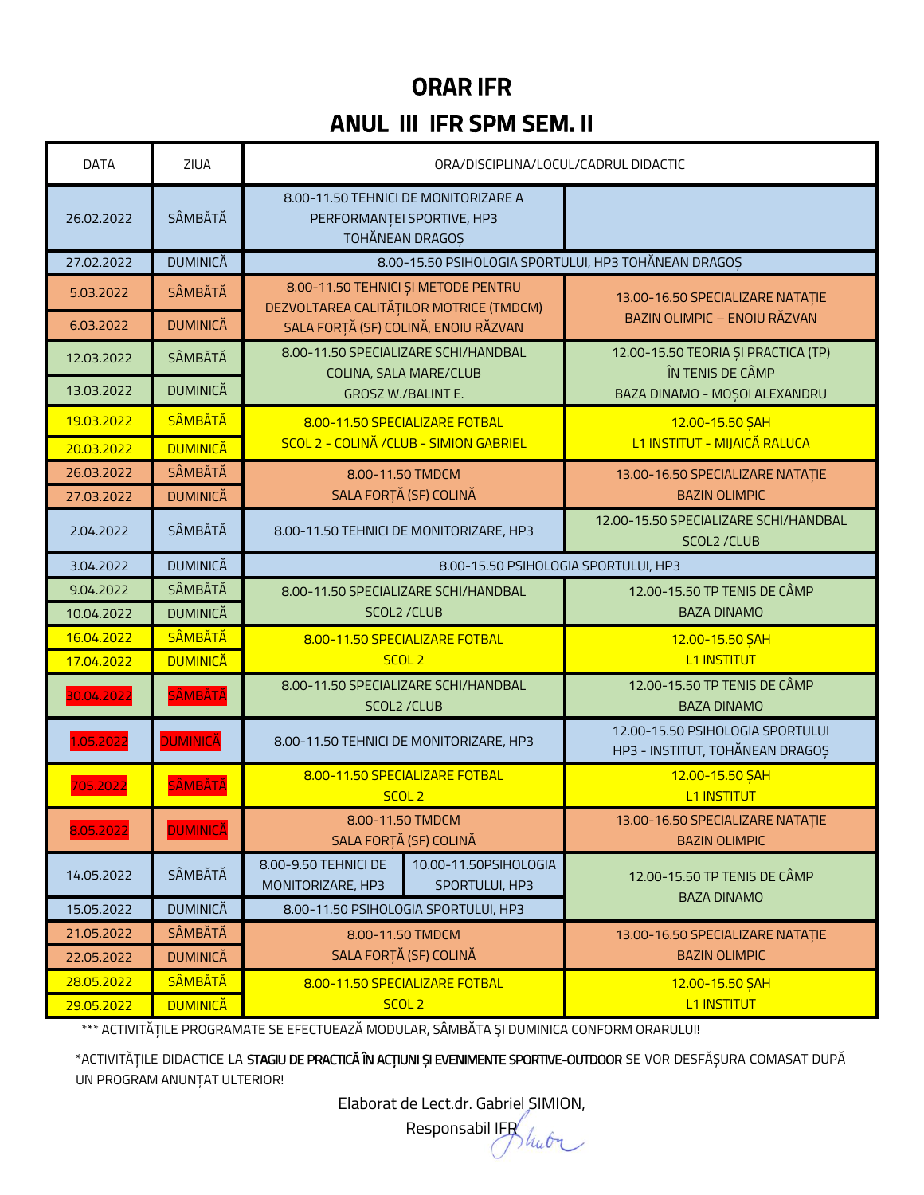# ORAR IFR

## ANUL III IFR SPM SEM. II

| DATA | ZIUA | ORA/DISCIPLINA/LOCUL/CADRUL DIDACTIC | |
|---|---|---|---|
| 26.02.2022 | SÂMBĂTĂ | 8.00-11.50 TEHNICI DE MONITORIZARE A PERFORMANȚEI SPORTIVE, HP3 TOHĂNEAN DRAGOȘ | |
| 27.02.2022 | DUMINICĂ | 8.00-15.50 PSIHOLOGIA SPORTULUI, HP3 TOHĂNEAN DRAGOȘ | |
| 5.03.2022 | SÂMBĂTĂ | 8.00-11.50 TEHNICI ȘI METODE PENTRU DEZVOLTAREA CALITĂȚILOR MOTRICE (TMDCM) SALA FORȚĂ (SF) COLINĂ, ENOIU RĂZVAN | 13.00-16.50 SPECIALIZARE NATAȚIE BAZIN OLIMPIC – ENOIU RĂZVAN |
| 6.03.2022 | DUMINICĂ | | |
| 12.03.2022 | SÂMBĂTĂ | 8.00-11.50 SPECIALIZARE SCHI/HANDBAL COLINA, SALA MARE/CLUB GROSZ W./BALINT E. | 12.00-15.50 TEORIA ȘI PRACTICA (TP) ÎN TENIS DE CÂMP BAZA DINAMO - MOȘOI ALEXANDRU |
| 13.03.2022 | DUMINICĂ | | |
| 19.03.2022 | SÂMBĂTĂ | 8.00-11.50 SPECIALIZARE FOTBAL SCOL 2 - COLINĂ /CLUB - SIMION GABRIEL | 12.00-15.50 ȘAH L1 INSTITUT - MIJAICĂ RALUCA |
| 20.03.2022 | DUMINICĂ | | |
| 26.03.2022 | SÂMBĂTĂ | 8.00-11.50 TMDCM SALA FORȚĂ (SF) COLINĂ | 13.00-16.50 SPECIALIZARE NATAȚIE BAZIN OLIMPIC |
| 27.03.2022 | DUMINICĂ | | |
| 2.04.2022 | SÂMBĂTĂ | 8.00-11.50 TEHNICI DE MONITORIZARE, HP3 | 12.00-15.50 SPECIALIZARE SCHI/HANDBAL SCOL2 /CLUB |
| 3.04.2022 | DUMINICĂ | 8.00-15.50 PSIHOLOGIA SPORTULUI, HP3 | |
| 9.04.2022 | SÂMBĂTĂ | 8.00-11.50 SPECIALIZARE SCHI/HANDBAL SCOL2 /CLUB | 12.00-15.50 TP TENIS DE CÂMP BAZA DINAMO |
| 10.04.2022 | DUMINICĂ | | |
| 16.04.2022 | SÂMBĂTĂ | 8.00-11.50 SPECIALIZARE FOTBAL SCOL 2 | 12.00-15.50 ȘAH L1 INSTITUT |
| 17.04.2022 | DUMINICĂ | | |
| 30.04.2022 | SÂMBĂTĂ | 8.00-11.50 SPECIALIZARE SCHI/HANDBAL SCOL2 /CLUB | 12.00-15.50 TP TENIS DE CÂMP BAZA DINAMO |
| 1.05.2022 | DUMINICĂ | 8.00-11.50 TEHNICI DE MONITORIZARE, HP3 | 12.00-15.50 PSIHOLOGIA SPORTULUI HP3 - INSTITUT, TOHĂNEAN DRAGOȘ |
| 705.2022 | SÂMBĂTĂ | 8.00-11.50 SPECIALIZARE FOTBAL SCOL 2 | 12.00-15.50 ȘAH L1 INSTITUT |
| 8.05.2022 | DUMINICĂ | 8.00-11.50 TMDCM SALA FORȚĂ (SF) COLINĂ | 13.00-16.50 SPECIALIZARE NATAȚIE BAZIN OLIMPIC |
| 14.05.2022 | SÂMBĂTĂ | 8.00-9.50 TEHNICI DE MONITORIZARE, HP3 / 10.00-11.50PSIHOLOGIA SPORTULUI, HP3 | 12.00-15.50 TP TENIS DE CÂMP BAZA DINAMO |
| 15.05.2022 | DUMINICĂ | 8.00-11.50 PSIHOLOGIA SPORTULUI, HP3 | |
| 21.05.2022 | SÂMBĂTĂ | 8.00-11.50 TMDCM SALA FORȚĂ (SF) COLINĂ | 13.00-16.50 SPECIALIZARE NATAȚIE BAZIN OLIMPIC |
| 22.05.2022 | DUMINICĂ | | |
| 28.05.2022 | SÂMBĂTĂ | 8.00-11.50 SPECIALIZARE FOTBAL SCOL 2 | 12.00-15.50 ȘAH L1 INSTITUT |
| 29.05.2022 | DUMINICĂ | | |

*** ACTIVITĂȚILE PROGRAMATE SE EFECTUEAZĂ MODULAR, SÂMBĂTA ŞI DUMINICA CONFORM ORARULUI!

*ACTIVITĂȚILE DIDACTICE LA **STAGIU DE PRACTICĂ ÎN ACȚIUNI ȘI EVENIMENTE SPORTIVE-OUTDOOR** SE VOR DESFĂȘURA COMASAT DUPĂ UN PROGRAM ANUNȚAT ULTERIOR!

Elaborat de Lect.dr. Gabriel SIMION,

Responsabil IFR